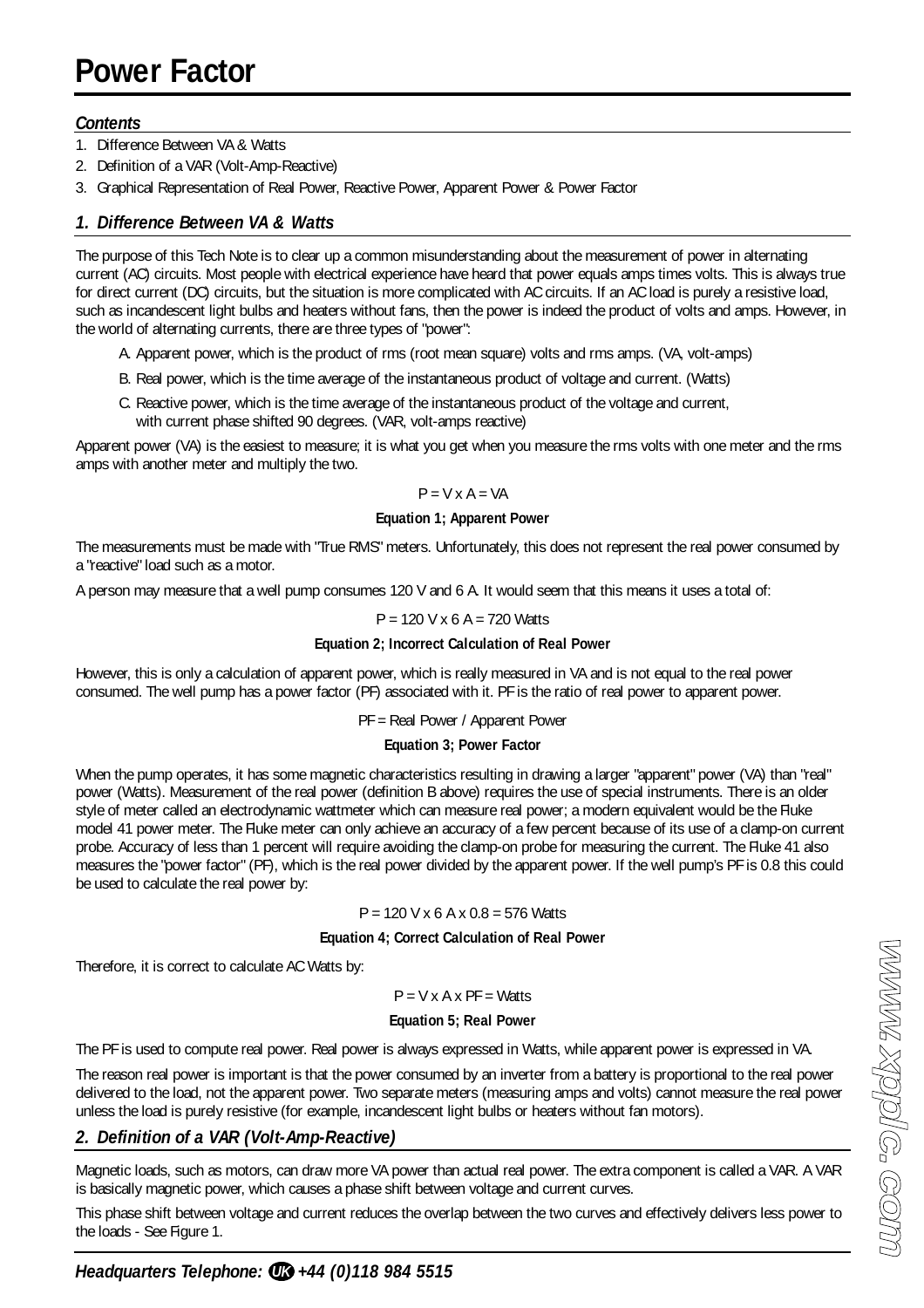# Power Factor

***Contents***

1. Difference Between VA & Watts
2. Definition of a VAR (Volt-Amp-Reactive)
3. Graphical Representation of Real Power, Reactive Power, Apparent Power & Power Factor

## *1. Difference Between VA & Watts*

The purpose of this Tech Note is to clear up a common misunderstanding about the measurement of power in alternating current (AC) circuits. Most people with electrical experience have heard that power equals amps times volts. This is always true for direct current (DC) circuits, but the situation is more complicated with AC circuits. If an AC load is purely a resistive load, such as incandescent light bulbs and heaters without fans, then the power is indeed the product of volts and amps. However, in the world of alternating currents, there are three types of "power":

A. Apparent power, which is the product of rms (root mean square) volts and rms amps. (VA, volt-amps)

B. Real power, which is the time average of the instantaneous product of voltage and current. (Watts)

C. Reactive power, which is the time average of the instantaneous product of the voltage and current, with current phase shifted 90 degrees. (VAR, volt-amps reactive)

Apparent power (VA) is the easiest to measure; it is what you get when you measure the rms volts with one meter and the rms amps with another meter and multiply the two.

$$P = V \times A = VA$$

**Equation 1; Apparent Power**

The measurements must be made with "True RMS" meters. Unfortunately, this does not represent the real power consumed by a "reactive" load such as a motor.

A person may measure that a well pump consumes 120 V and 6 A. It would seem that this means it uses a total of:

$$P = 120\text{ V} \times 6\text{ A} = 720\text{ Watts}$$

**Equation 2; Incorrect Calculation of Real Power**

However, this is only a calculation of apparent power, which is really measured in VA and is not equal to the real power consumed. The well pump has a power factor (PF) associated with it. PF is the ratio of real power to apparent power.

$$PF = \text{Real Power} / \text{Apparent Power}$$

**Equation 3; Power Factor**

When the pump operates, it has some magnetic characteristics resulting in drawing a larger "apparent" power (VA) than "real" power (Watts). Measurement of the real power (definition B above) requires the use of special instruments. There is an older style of meter called an electrodynamic wattmeter which can measure real power; a modern equivalent would be the Fluke model 41 power meter. The Fluke meter can only achieve an accuracy of a few percent because of its use of a clamp-on current probe. Accuracy of less than 1 percent will require avoiding the clamp-on probe for measuring the current. The Fluke 41 also measures the "power factor" (PF), which is the real power divided by the apparent power. If the well pump's PF is 0.8 this could be used to calculate the real power by:

$$P = 120\text{ V} \times 6\text{ A} \times 0.8 = 576\text{ Watts}$$

**Equation 4; Correct Calculation of Real Power**

Therefore, it is correct to calculate AC Watts by:

$$P = V \times A \times PF = \text{Watts}$$

**Equation 5; Real Power**

The PF is used to compute real power. Real power is always expressed in Watts, while apparent power is expressed in VA.

The reason real power is important is that the power consumed by an inverter from a battery is proportional to the real power delivered to the load, not the apparent power. Two separate meters (measuring amps and volts) cannot measure the real power unless the load is purely resistive (for example, incandescent light bulbs or heaters without fan motors).

## *2. Definition of a VAR (Volt-Amp-Reactive)*

Magnetic loads, such as motors, can draw more VA power than actual real power. The extra component is called a VAR. A VAR is basically magnetic power, which causes a phase shift between voltage and current curves.

This phase shift between voltage and current reduces the overlap between the two curves and effectively delivers less power to the loads - See Figure 1.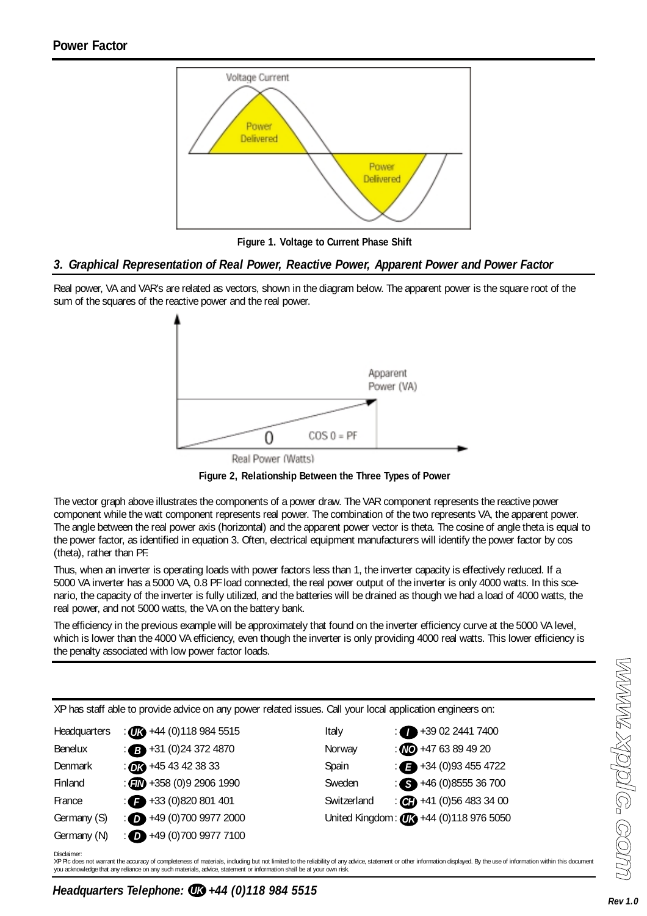## Power Factor

Voltage Current

Power Delivered

Power Delivered

**Figure 1. Voltage to Current Phase Shift**

### *3. Graphical Representation of Real Power, Reactive Power, Apparent Power and Power Factor*

Real power, VA and VAR's are related as vectors, shown in the diagram below. The apparent power is the square root of the sum of the squares of the reactive power and the real power.

Apparent Power (VA)

0

COS 0 = PF

Real Power (Watts)

**Figure 2, Relationship Between the Three Types of Power**

The vector graph above illustrates the components of a power draw. The VAR component represents the reactive power component while the watt component represents real power. The combination of the two represents VA, the apparent power. The angle between the real power axis (horizontal) and the apparent power vector is theta. The cosine of angle theta is equal to the power factor, as identified in equation 3. Often, electrical equipment manufacturers will identify the power factor by cos (theta), rather than PF.

Thus, when an inverter is operating loads with power factors less than 1, the inverter capacity is effectively reduced. If a 5000 VA inverter has a 5000 VA, 0.8 PF load connected, the real power output of the inverter is only 4000 watts. In this scenario, the capacity of the inverter is fully utilized, and the batteries will be drained as though we had a load of 4000 watts, the real power, and not 5000 watts, the VA on the battery bank.

The efficiency in the previous example will be approximately that found on the inverter efficiency curve at the 5000 VA level, which is lower than the 4000 VA efficiency, even though the inverter is only providing 4000 real watts. This lower efficiency is the penalty associated with low power factor loads.

XP has staff able to provide advice on any power related issues. Call your local application engineers on:

| | | | |
|---|---|---|---|
| Headquarters | : UK +44 (0)118 984 5515 | Italy | : I +39 02 2441 7400 |
| Benelux | : B +31 (0)24 372 4870 | Norway | : NO +47 63 89 49 20 |
| Denmark | : DK +45 43 42 38 33 | Spain | : E +34 (0)93 455 4722 |
| Finland | : FIN +358 (0)9 2906 1990 | Sweden | : S +46 (0)8555 36 700 |
| France | : F +33 (0)820 801 401 | Switzerland | : CH +41 (0)56 483 34 00 |
| Germany (S) | : D +49 (0)700 9977 2000 | United Kingdom | : UK +44 (0)118 976 5050 |
| Germany (N) | : D +49 (0)700 9977 7100 | | |

Disclaimer:
XP Plc does not warrant the accuracy of completeness of materials, including but not limited to the reliability of any advice, statement or other information displayed. By the use of information within this document you acknowledge that any reliance on any such materials, advice, statement or information shall be at your own risk.

***Headquarters Telephone: UK +44 (0)118 984 5515***

www.xpplc.com

Rev 1.0